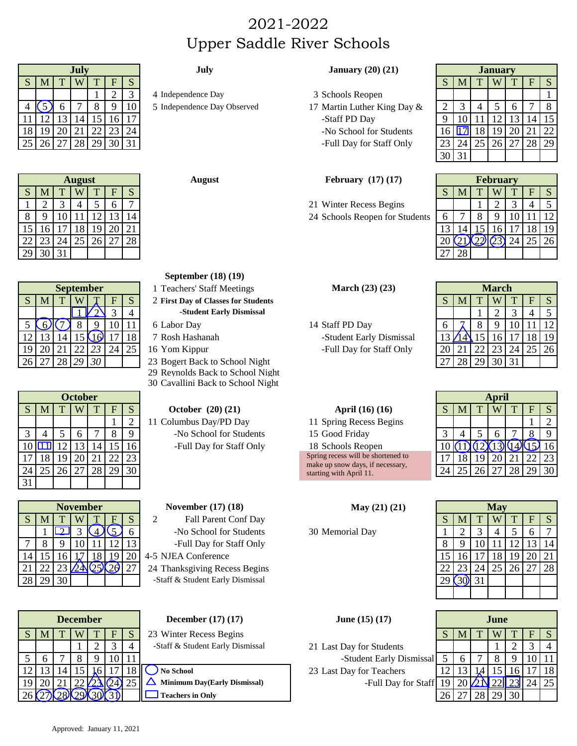# 2021-2022
# Upper Saddle River Schools

## July

| S | M | T | W | T | F | S |
|---|---|---|---|---|---|---|
| | | | | 1 | 2 | 3 |
| 4 | 5 | 6 | 7 | 8 | 9 | 10 |
| 11 | 12 | 13 | 14 | 15 | 16 | 17 |
| 18 | 19 | 20 | 21 | 22 | 23 | 24 |
| 25 | 26 | 27 | 28 | 29 | 30 | 31 |

**July**

4 Independence Day
5 Independence Day Observed

## August

| S | M | T | W | T | F | S |
|---|---|---|---|---|---|---|
| 1 | 2 | 3 | 4 | 5 | 6 | 7 |
| 8 | 9 | 10 | 11 | 12 | 13 | 14 |
| 15 | 16 | 17 | 18 | 19 | 20 | 21 |
| 22 | 23 | 24 | 25 | 26 | 27 | 28 |
| 29 | 30 | 31 | | | | |

**August**

## September

| S | M | T | W | T | F | S |
|---|---|---|---|---|---|---|
| | | | 1 | 2 | 3 | 4 |
| 5 | 6 | 7 | 8 | 9 | 10 | 11 |
| 12 | 13 | 14 | 15 | 16 | 17 | 18 |
| 19 | 20 | 21 | 22 | *23* | 24 | 25 |
| 26 | 27 | 28 | *29* | *30* | | |

**September (18) (19)**

1 Teachers' Staff Meetings
2 **First Day of Classes for Students**
**-Student Early Dismissal**
6 Labor Day
7 Rosh Hashanah
16 Yom Kippur
23 Bogert Back to School Night
29 Reynolds Back to School Night
30 Cavallini Back to School Night

## October

| S | M | T | W | T | F | S |
|---|---|---|---|---|---|---|
| | | | | | 1 | 2 |
| 3 | 4 | 5 | 6 | 7 | 8 | 9 |
| 10 | 11 | 12 | 13 | 14 | 15 | 16 |
| 17 | 18 | 19 | 20 | 21 | 22 | 23 |
| 24 | 25 | 26 | 27 | 28 | 29 | 30 |
| 31 | | | | | | |

**October (20) (21)**

11 Columbus Day/PD Day
-No School for Students
-Full Day for Staff Only

## November

| S | M | T | W | T | F | S |
|---|---|---|---|---|---|---|
| | 1 | 2 | 3 | 4 | 5 | 6 |
| 7 | 8 | 9 | 10 | 11 | 12 | 13 |
| 14 | 15 | 16 | 17 | 18 | 19 | 20 |
| 21 | 22 | 23 | 24 | 25 | 26 | 27 |
| 28 | 29 | 30 | | | | |

**November (17) (18)**

2 Fall Parent Conf Day
-No School for Students
-Full Day for Staff Only
4-5 NJEA Conference
24 Thanksgiving Recess Begins
-Staff & Student Early Dismissal

## December

| S | M | T | W | T | F | S |
|---|---|---|---|---|---|---|
| | | | 1 | 2 | 3 | 4 |
| 5 | 6 | 7 | 8 | 9 | 10 | 11 |
| 12 | 13 | 14 | 15 | 16 | 17 | 18 |
| 19 | 20 | 21 | 22 | 23 | 24 | 25 |
| 26 | 27 | 28 | 29 | 30 | 31 | |

**December (17) (17)**

23 Winter Recess Begins
-Staff & Student Early Dismissal

**Legend:**
- ◯ **No School**
- △ **Minimum Day(Early Dismissal)**
- ▭ **Teachers in Only**

## January

| S | M | T | W | T | F | S |
|---|---|---|---|---|---|---|
| | | | | | | 1 |
| 2 | 3 | 4 | 5 | 6 | 7 | 8 |
| 9 | 10 | 11 | 12 | 13 | 14 | 15 |
| 16 | 17 | 18 | 19 | 20 | 21 | 22 |
| 23 | 24 | 25 | 26 | 27 | 28 | 29 |
| 30 | 31 | | | | | |

**January (20) (21)**

3 Schools Reopen
17 Martin Luther King Day &
-Staff PD Day
-No School for Students
-Full Day for Staff Only

## February

| S | M | T | W | T | F | S |
|---|---|---|---|---|---|---|
| | | 1 | 2 | 3 | 4 | 5 |
| 6 | 7 | 8 | 9 | 10 | 11 | 12 |
| 13 | 14 | 15 | 16 | 17 | 18 | 19 |
| 20 | 21 | 22 | 23 | 24 | 25 | 26 |
| 27 | 28 | | | | | |

**February (17) (17)**

21 Winter Recess Begins
24 Schools Reopen for Students

## March

| S | M | T | W | T | F | S |
|---|---|---|---|---|---|---|
| | | 1 | 2 | 3 | 4 | 5 |
| 6 | 7 | 8 | 9 | 10 | 11 | 12 |
| 13 | 14 | 15 | 16 | 17 | 18 | 19 |
| 20 | 21 | 22 | 23 | 24 | 25 | 26 |
| 27 | 28 | 29 | 30 | 31 | | |

**March (23) (23)**

14 Staff PD Day
-Student Early Dismissal
-Full Day for Staff Only

## April

| S | M | T | W | T | F | S |
|---|---|---|---|---|---|---|
| | | | | | 1 | 2 |
| 3 | 4 | 5 | 6 | 7 | 8 | 9 |
| 10 | 11 | 12 | 13 | 14 | 15 | 16 |
| 17 | 18 | 19 | 20 | 21 | 22 | 23 |
| 24 | 25 | 26 | 27 | 28 | 29 | 30 |

**April (16) (16)**

11 Spring Recess Begins
15 Good Friday
18 Schools Reopen

Spring recess will be shortened to make up snow days, if necessary, starting with April 11.

## May

| S | M | T | W | T | F | S |
|---|---|---|---|---|---|---|
| 1 | 2 | 3 | 4 | 5 | 6 | 7 |
| 8 | 9 | 10 | 11 | 12 | 13 | 14 |
| 15 | 16 | 17 | 18 | 19 | 20 | 21 |
| 22 | 23 | 24 | 25 | 26 | 27 | 28 |
| 29 | 30 | 31 | | | | |

**May (21) (21)**

30 Memorial Day

## June

| S | M | T | W | T | F | S |
|---|---|---|---|---|---|---|
| | | | 1 | 2 | 3 | 4 |
| 5 | 6 | 7 | 8 | 9 | 10 | 11 |
| 12 | 13 | 14 | 15 | 16 | 17 | 18 |
| 19 | 20 | 21 | 22 | 23 | 24 | 25 |
| 26 | 27 | 28 | 29 | 30 | | |

**June (15) (17)**

21 Last Day for Students
-Student Early Dismissal
23 Last Day for Teachers
-Full Day for Staff

Approved: January 11, 2021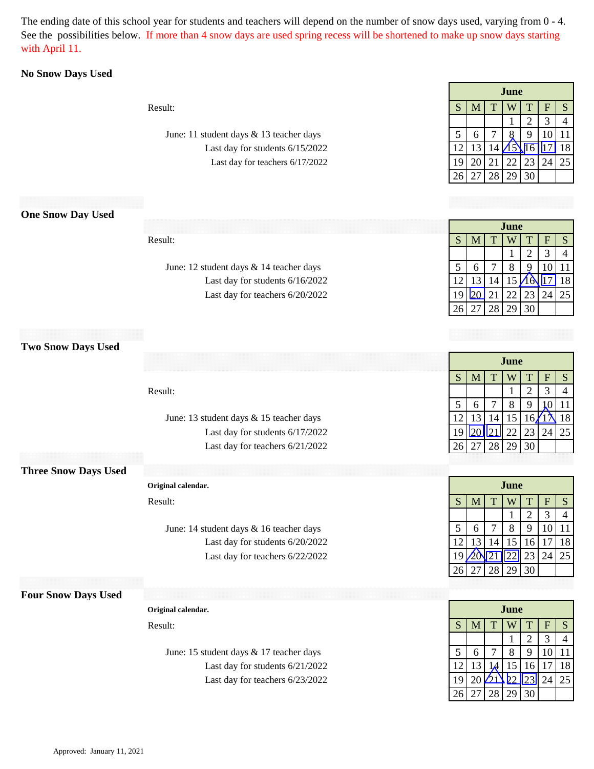The ending date of this school year for students and teachers will depend on the number of snow days used, varying from 0 - 4. See the possibilities below. If more than 4 snow days are used spring recess will be shortened to make up snow days starting with April 11.

## No Snow Days Used

Result:

June: 11 student days & 13 teacher days
Last day for students 6/15/2022
Last day for teachers 6/17/2022

| June | | | | | | |
|---|---|---|---|---|---|---|
| S | M | T | W | T | F | S |
| | | | 1 | 2 | 3 | 4 |
| 5 | 6 | 7 | 8 | 9 | 10 | 11 |
| 12 | 13 | 14 | 15 | 16 | 17 | 18 |
| 19 | 20 | 21 | 22 | 23 | 24 | 25 |
| 26 | 27 | 28 | 29 | 30 | | |

## One Snow Day Used

Result:

June: 12 student days & 14 teacher days
Last day for students 6/16/2022
Last day for teachers 6/20/2022

| June | | | | | | |
|---|---|---|---|---|---|---|
| S | M | T | W | T | F | S |
| | | | 1 | 2 | 3 | 4 |
| 5 | 6 | 7 | 8 | 9 | 10 | 11 |
| 12 | 13 | 14 | 15 | 16 | 17 | 18 |
| 19 | 20 | 21 | 22 | 23 | 24 | 25 |
| 26 | 27 | 28 | 29 | 30 | | |

## Two Snow Days Used

Result:

June: 13 student days & 15 teacher days
Last day for students 6/17/2022
Last day for teachers 6/21/2022

| June | | | | | | |
|---|---|---|---|---|---|---|
| S | M | T | W | T | F | S |
| | | | 1 | 2 | 3 | 4 |
| 5 | 6 | 7 | 8 | 9 | 10 | 11 |
| 12 | 13 | 14 | 15 | 16 | 17 | 18 |
| 19 | 20 | 21 | 22 | 23 | 24 | 25 |
| 26 | 27 | 28 | 29 | 30 | | |

## Three Snow Days Used

**Original calendar.**

Result:

June: 14 student days & 16 teacher days
Last day for students 6/20/2022
Last day for teachers 6/22/2022

| June | | | | | | |
|---|---|---|---|---|---|---|
| S | M | T | W | T | F | S |
| | | | 1 | 2 | 3 | 4 |
| 5 | 6 | 7 | 8 | 9 | 10 | 11 |
| 12 | 13 | 14 | 15 | 16 | 17 | 18 |
| 19 | 20 | 21 | 22 | 23 | 24 | 25 |
| 26 | 27 | 28 | 29 | 30 | | |

## Four Snow Days Used

**Original calendar.**

Result:

June: 15 student days & 17 teacher days
Last day for students 6/21/2022
Last day for teachers 6/23/2022

| June | | | | | | |
|---|---|---|---|---|---|---|
| S | M | T | W | T | F | S |
| | | | 1 | 2 | 3 | 4 |
| 5 | 6 | 7 | 8 | 9 | 10 | 11 |
| 12 | 13 | 14 | 15 | 16 | 17 | 18 |
| 19 | 20 | 21 | 22 | 23 | 24 | 25 |
| 26 | 27 | 28 | 29 | 30 | | |

Approved: January 11, 2021